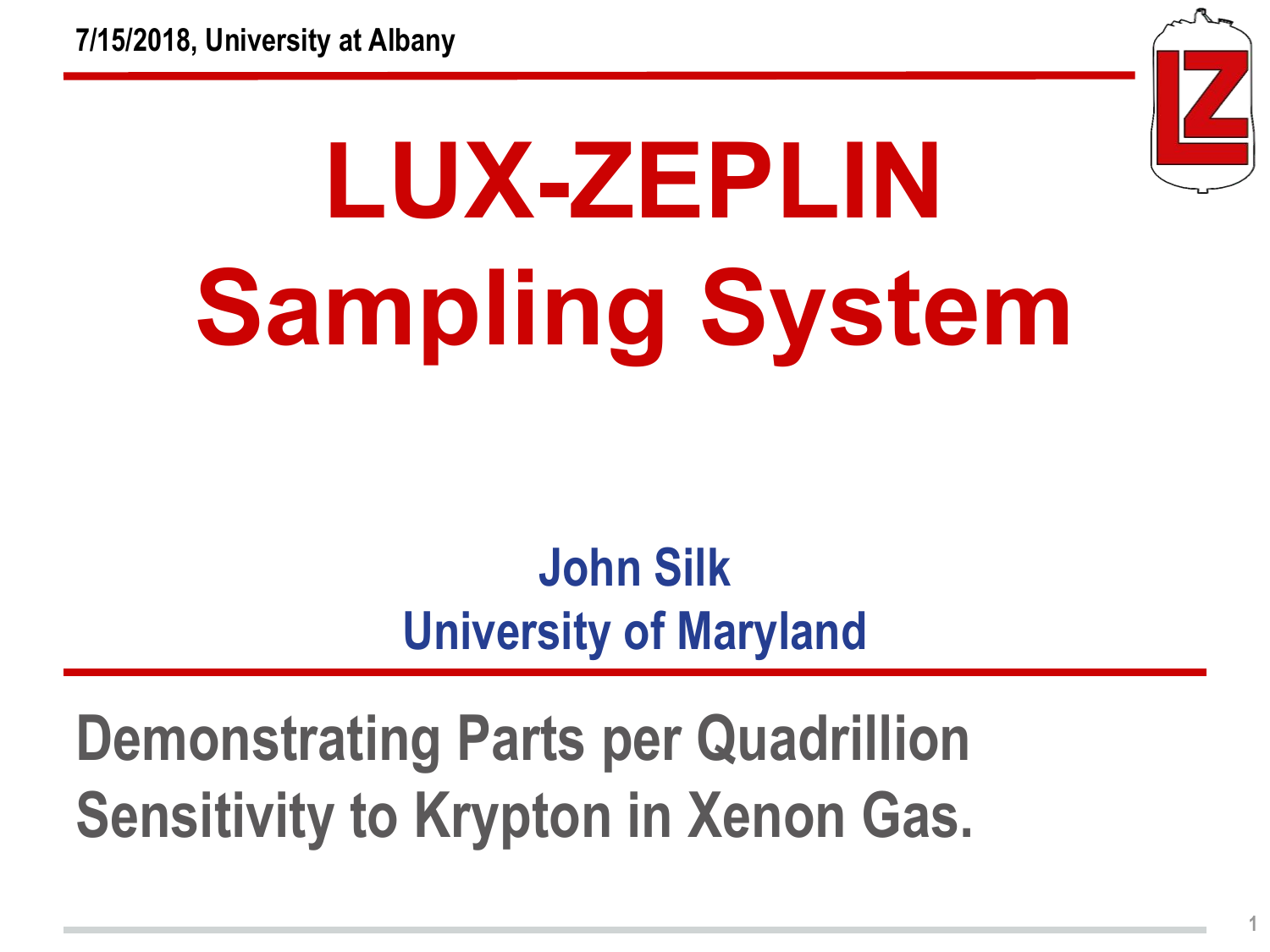7/15/2018, University at Albany

# LUX-ZEPLIN Sampling System

**John Silk**
**University of Maryland**

## Demonstrating Parts per Quadrillion Sensitivity to Krypton in Xenon Gas.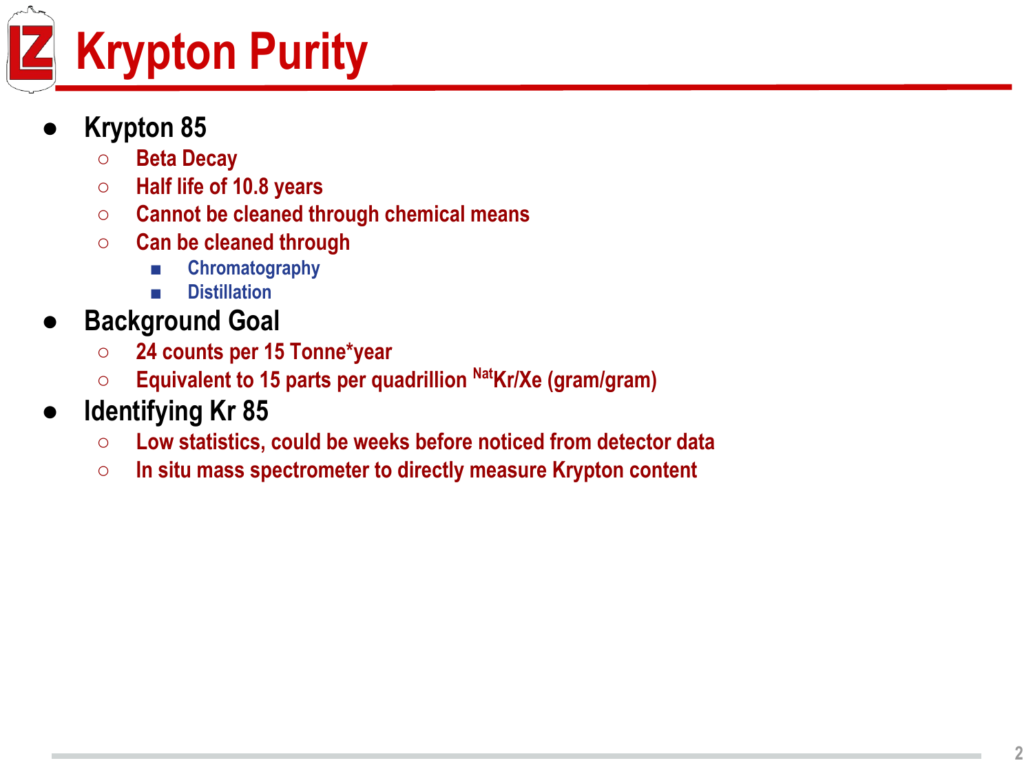# Krypton Purity

- **Krypton 85**
  - **Beta Decay**
  - **Half life of 10.8 years**
  - **Cannot be cleaned through chemical means**
  - **Can be cleaned through**
    - **Chromatography**
    - **Distillation**
- **Background Goal**
  - **24 counts per 15 Tonne*year**
  - **Equivalent to 15 parts per quadrillion $^{Nat}$Kr/Xe (gram/gram)**
- **Identifying Kr 85**
  - **Low statistics, could be weeks before noticed from detector data**
  - **In situ mass spectrometer to directly measure Krypton content**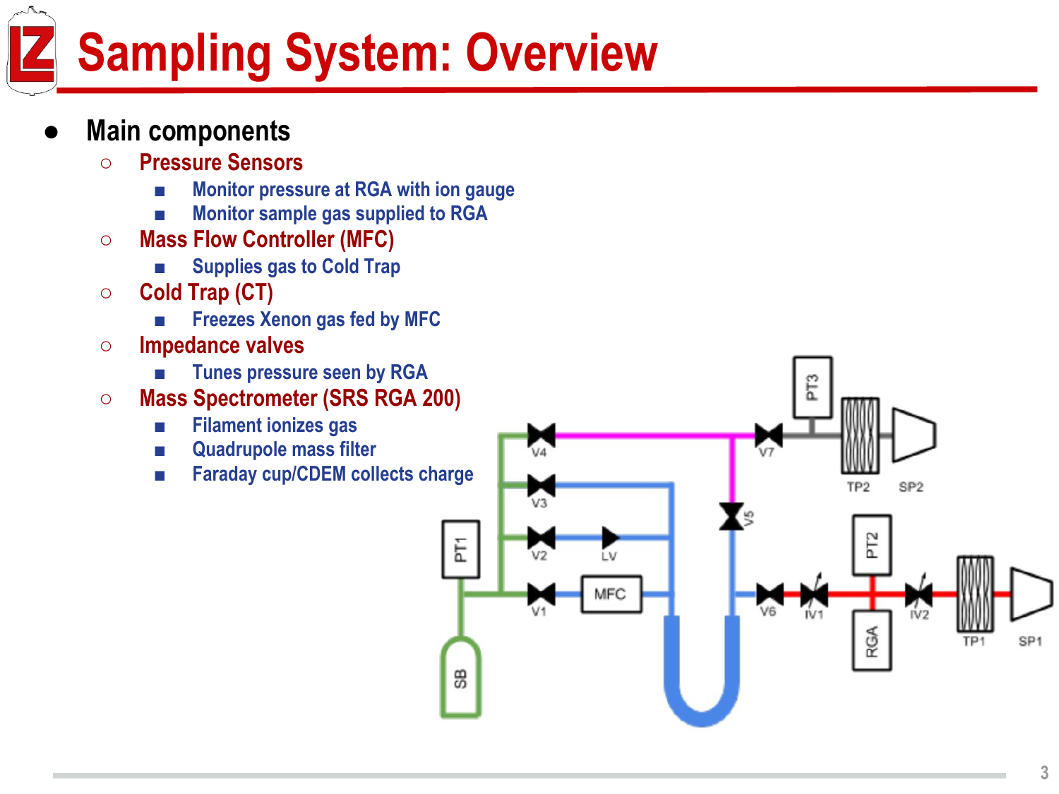# Sampling System: Overview

- **Main components**
  - Pressure Sensors
    - Monitor pressure at RGA with ion gauge
    - Monitor sample gas supplied to RGA
  - Mass Flow Controller (MFC)
    - Supplies gas to Cold Trap
  - Cold Trap (CT)
    - Freezes Xenon gas fed by MFC
  - Impedance valves
    - Tunes pressure seen by RGA
  - Mass Spectrometer (SRS RGA 200)
    - Filament ionizes gas
    - Quadrupole mass filter
    - Faraday cup/CDEM collects charge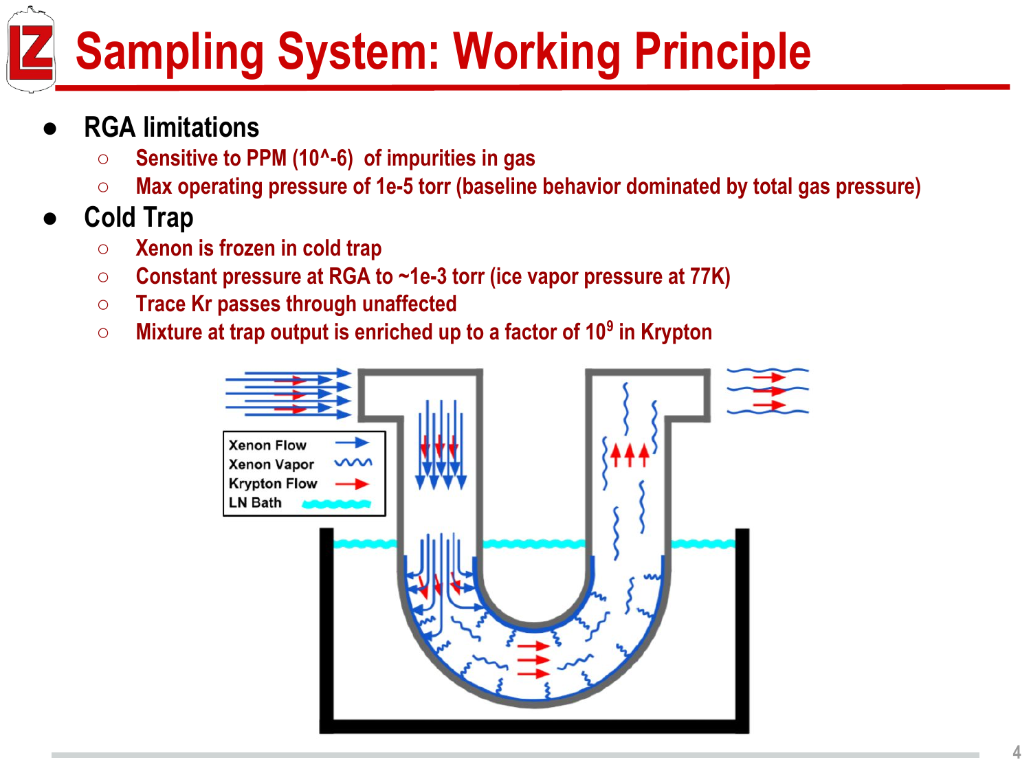# Sampling System: Working Principle

- **RGA limitations**
  - Sensitive to PPM (10^-6) of impurities in gas
  - Max operating pressure of 1e-5 torr (baseline behavior dominated by total gas pressure)
- **Cold Trap**
  - Xenon is frozen in cold trap
  - Constant pressure at RGA to ~1e-3 torr (ice vapor pressure at 77K)
  - Trace Kr passes through unaffected
  - Mixture at trap output is enriched up to a factor of $10^9$ in Krypton

Xenon Flow
Xenon Vapor
Krypton Flow
LN Bath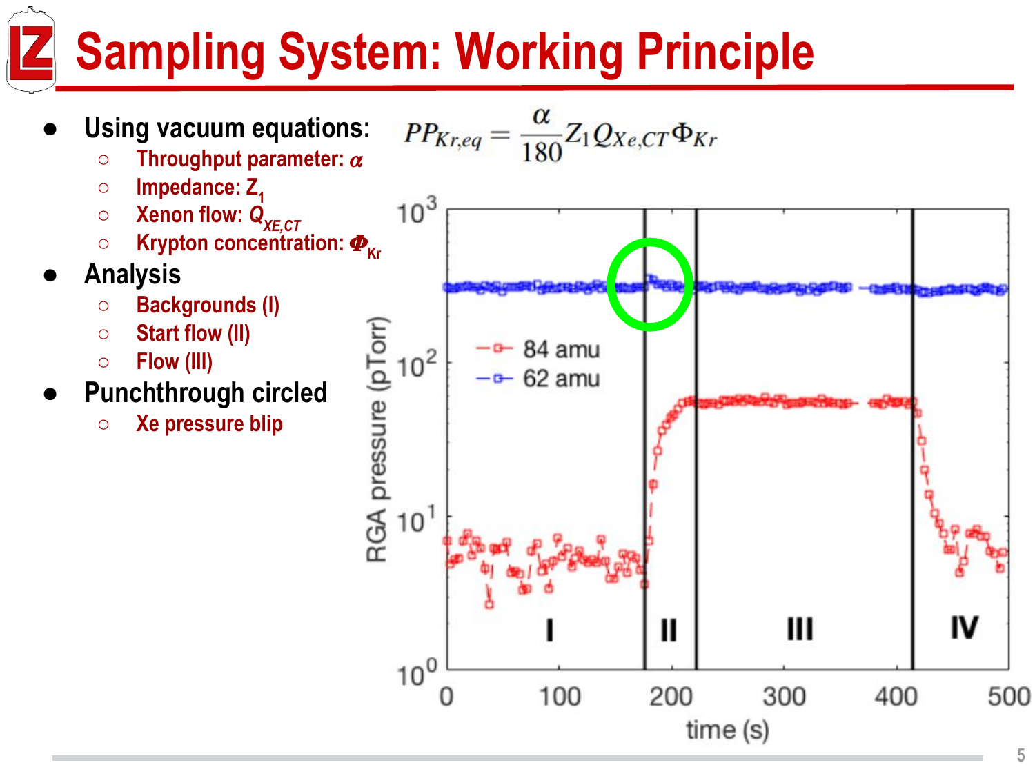# Sampling System: Working Principle

- Using vacuum equations:
  - Throughput parameter: $\alpha$
  - Impedance: $Z_1$
  - Xenon flow: $Q_{XE,CT}$
  - Krypton concentration: $\Phi_{Kr}$
- Analysis
  - Backgrounds (I)
  - Start flow (II)
  - Flow (III)
- Punchthrough circled
  - Xe pressure blip

$$PP_{Kr,eq} = \frac{\alpha}{180} Z_1 Q_{Xe,CT} \Phi_{Kr}$$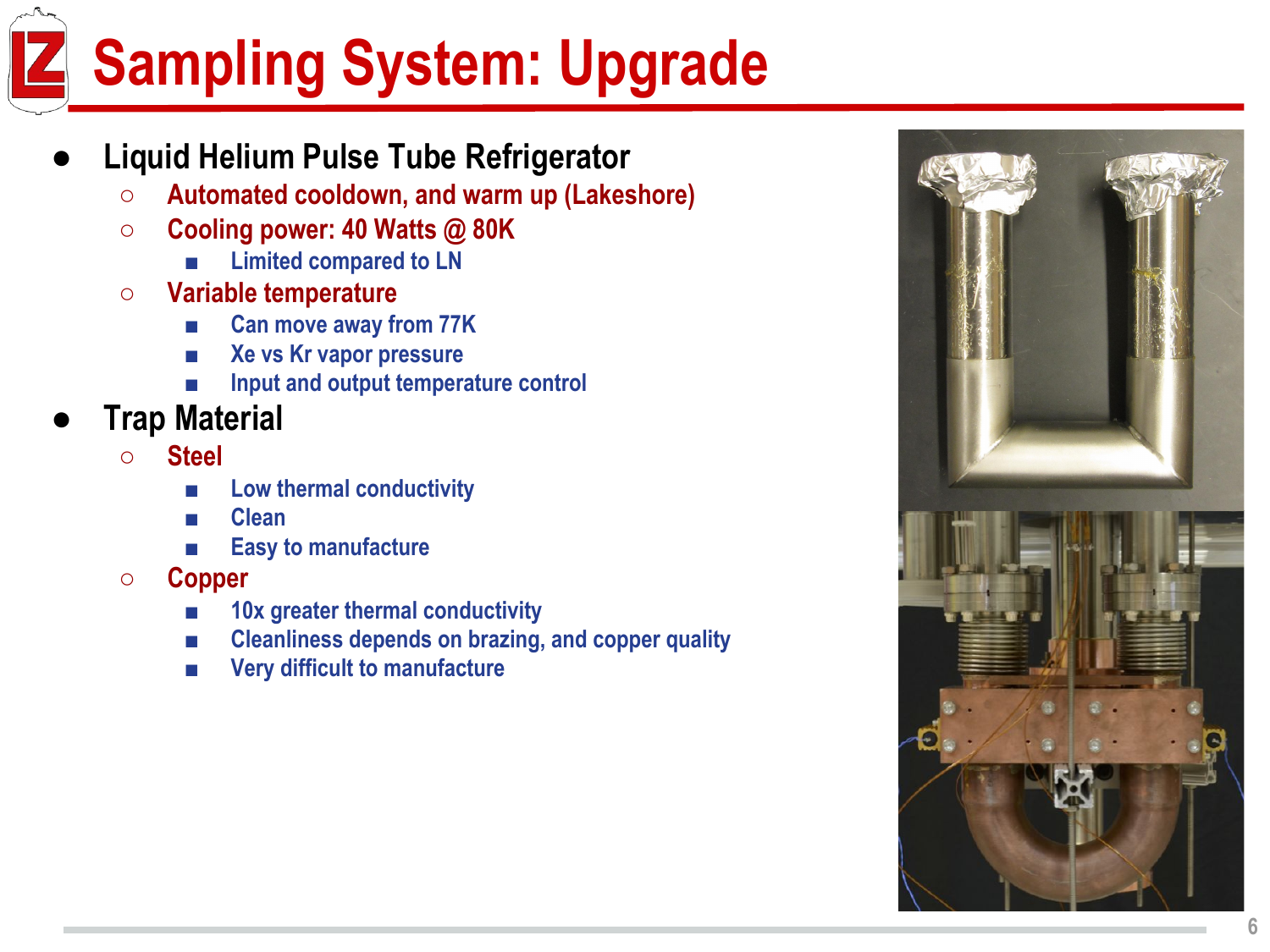# Sampling System: Upgrade

- **Liquid Helium Pulse Tube Refrigerator**
  - Automated cooldown, and warm up (Lakeshore)
  - Cooling power: 40 Watts @ 80K
    - Limited compared to LN
  - Variable temperature
    - Can move away from 77K
    - Xe vs Kr vapor pressure
    - Input and output temperature control
- **Trap Material**
  - Steel
    - Low thermal conductivity
    - Clean
    - Easy to manufacture
  - Copper
    - 10x greater thermal conductivity
    - Cleanliness depends on brazing, and copper quality
    - Very difficult to manufacture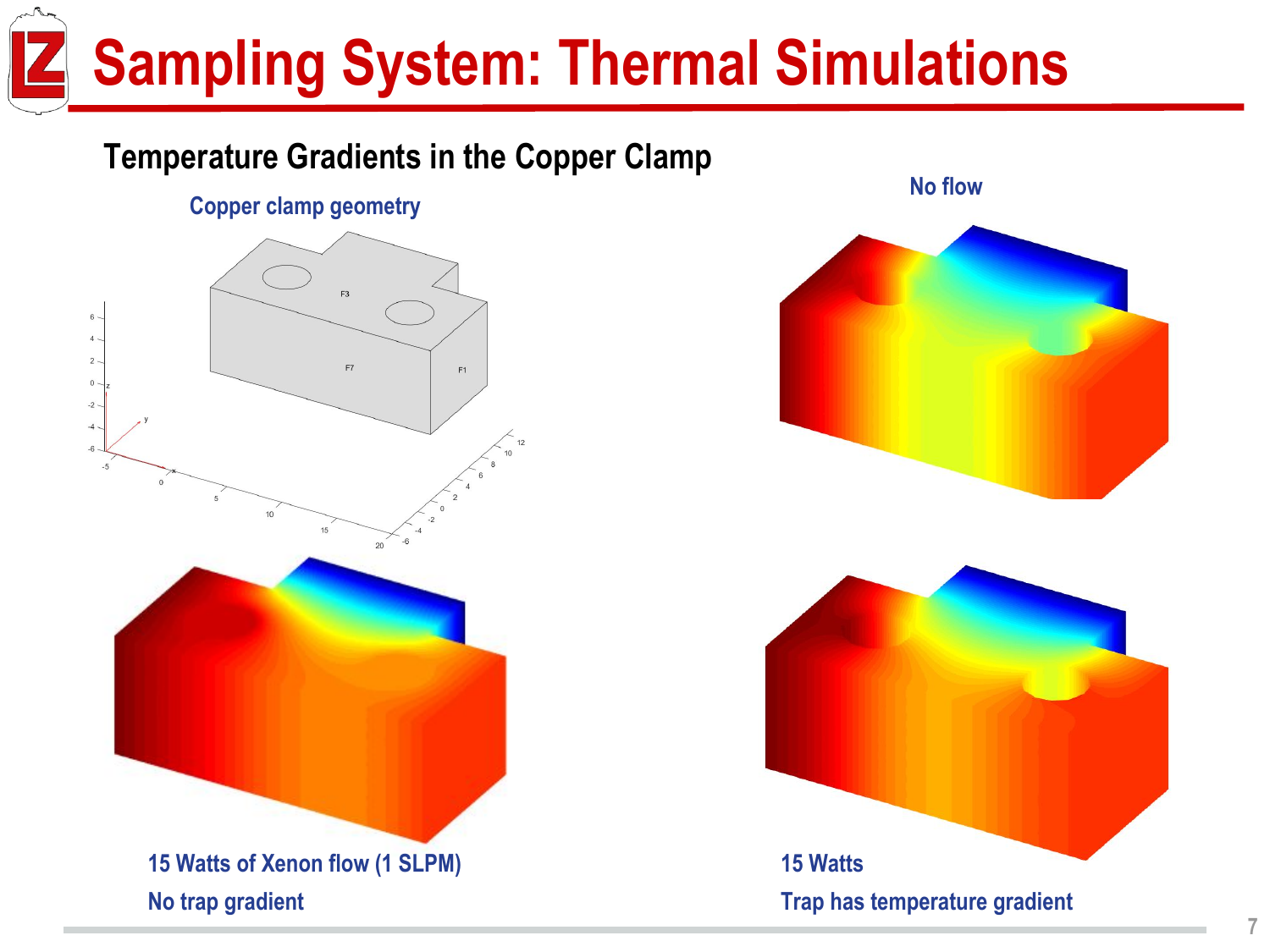# Sampling System: Thermal Simulations

## Temperature Gradients in the Copper Clamp

Copper clamp geometry

No flow

15 Watts of Xenon flow (1 SLPM)

No trap gradient

15 Watts

Trap has temperature gradient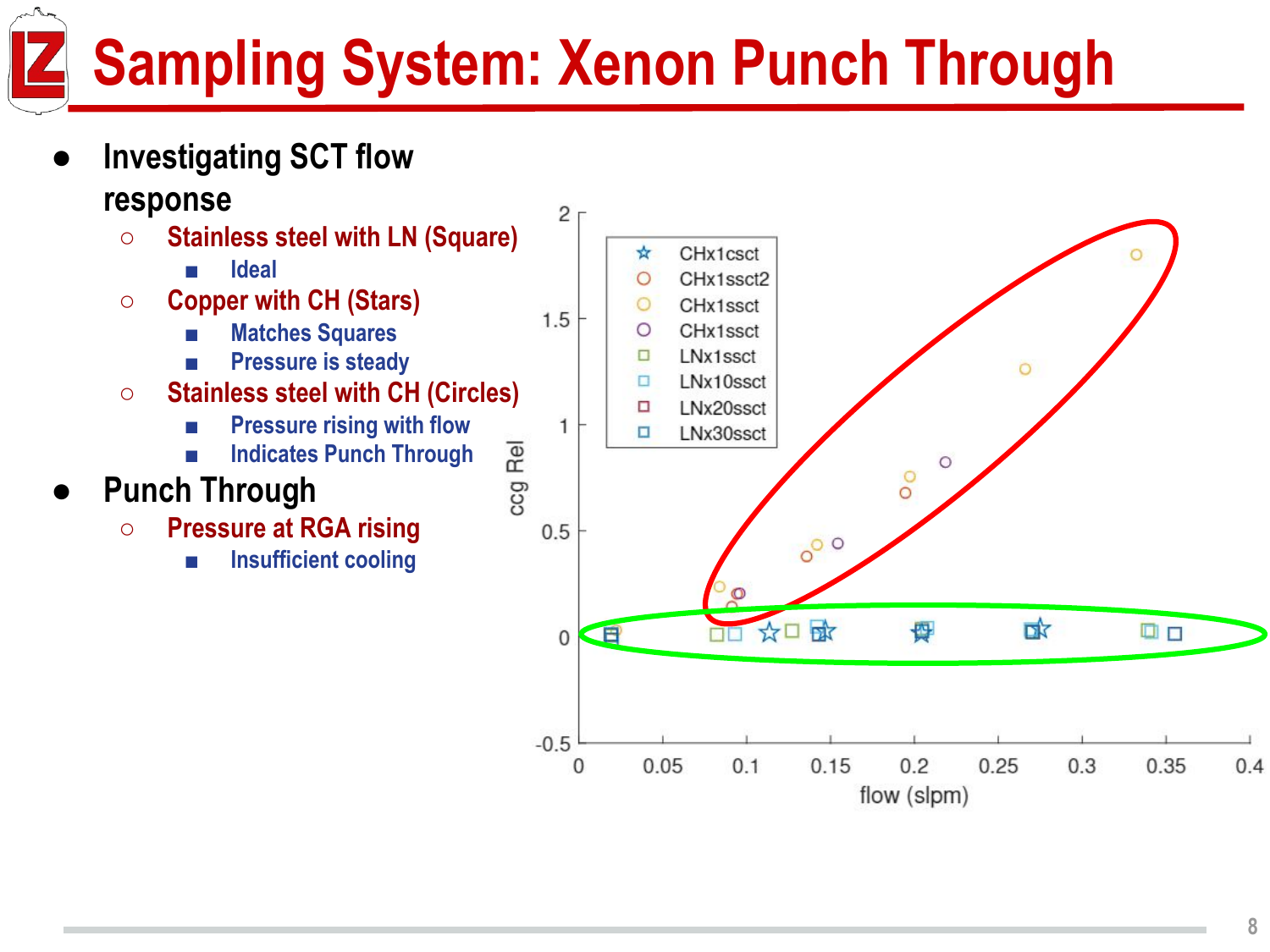# Sampling System: Xenon Punch Through

- Investigating SCT flow response
  - Stainless steel with LN (Square)
    - Ideal
  - Copper with CH (Stars)
    - Matches Squares
    - Pressure is steady
  - Stainless steel with CH (Circles)
    - Pressure rising with flow
    - Indicates Punch Through
- Punch Through
  - Pressure at RGA rising
    - Insufficient cooling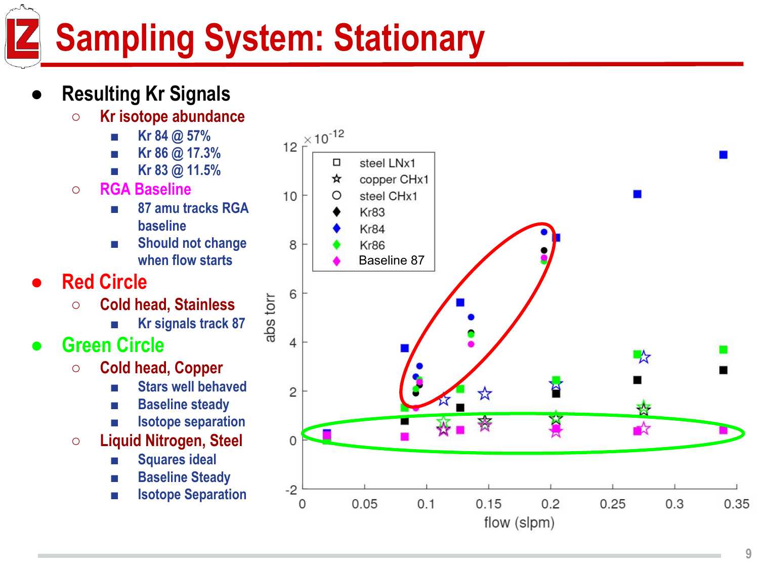# Sampling System: Stationary

- **Resulting Kr Signals**
  - Kr isotope abundance
    - Kr 84 @ 57%
    - Kr 86 @ 17.3%
    - Kr 83 @ 11.5%
  - RGA Baseline
    - 87 amu tracks RGA baseline
    - Should not change when flow starts
- **Red Circle**
  - Cold head, Stainless
    - Kr signals track 87
- **Green Circle**
  - Cold head, Copper
    - Stars well behaved
    - Baseline steady
    - Isotope separation
  - Liquid Nitrogen, Steel
    - Squares ideal
    - Baseline Steady
    - Isotope Separation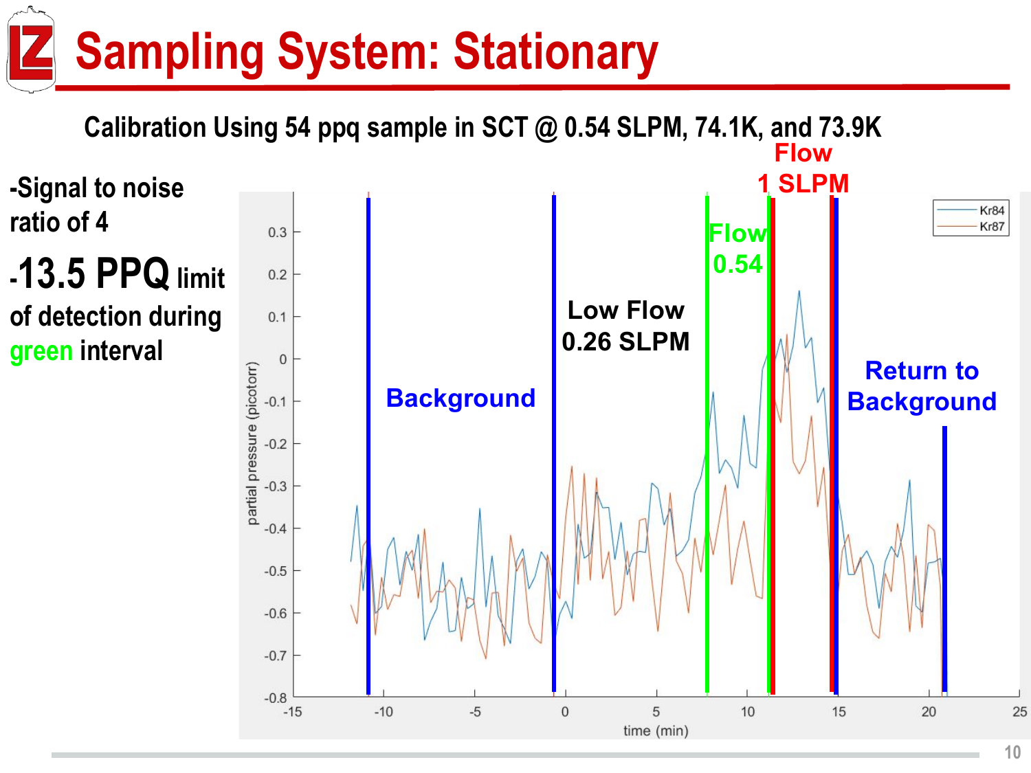# Sampling System: Stationary

**Calibration Using 54 ppq sample in SCT @ 0.54 SLPM, 74.1K, and 73.9K**

- Signal to noise ratio of 4
- **13.5 PPQ** limit of detection during green interval

Background

Low Flow 0.26 SLPM

Flow 0.54

Flow 1 SLPM

Return to Background

Kr84

Kr87

partial pressure (picotorr)

time (min)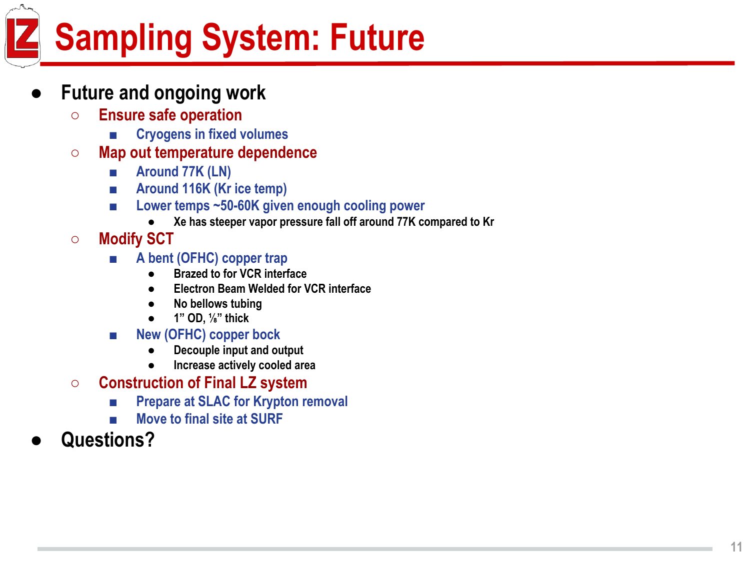# Sampling System: Future

- **Future and ongoing work**
  - Ensure safe operation
    - Cryogens in fixed volumes
  - Map out temperature dependence
    - Around 77K (LN)
    - Around 116K (Kr ice temp)
    - Lower temps ~50-60K given enough cooling power
      - Xe has steeper vapor pressure fall off around 77K compared to Kr
  - Modify SCT
    - A bent (OFHC) copper trap
      - Brazed to for VCR interface
      - Electron Beam Welded for VCR interface
      - No bellows tubing
      - 1” OD, ⅛” thick
    - New (OFHC) copper bock
      - Decouple input and output
      - Increase actively cooled area
  - Construction of Final LZ system
    - Prepare at SLAC for Krypton removal
    - Move to final site at SURF
- **Questions?**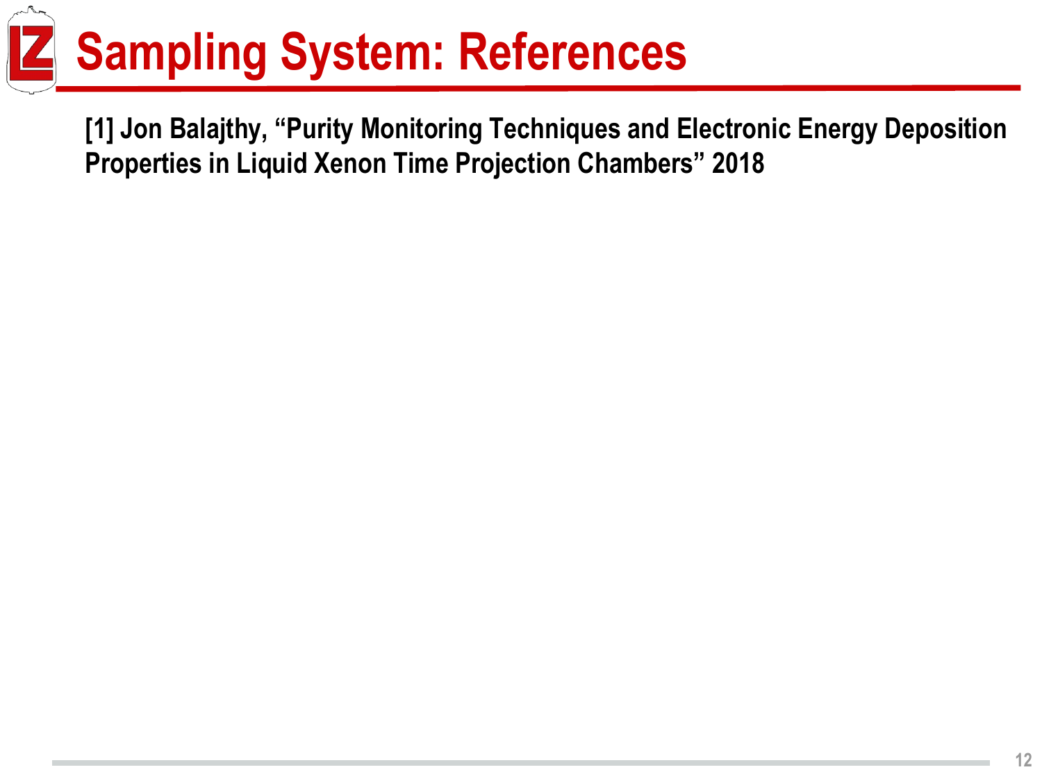# Sampling System: References

**[1] Jon Balajthy, "Purity Monitoring Techniques and Electronic Energy Deposition Properties in Liquid Xenon Time Projection Chambers" 2018**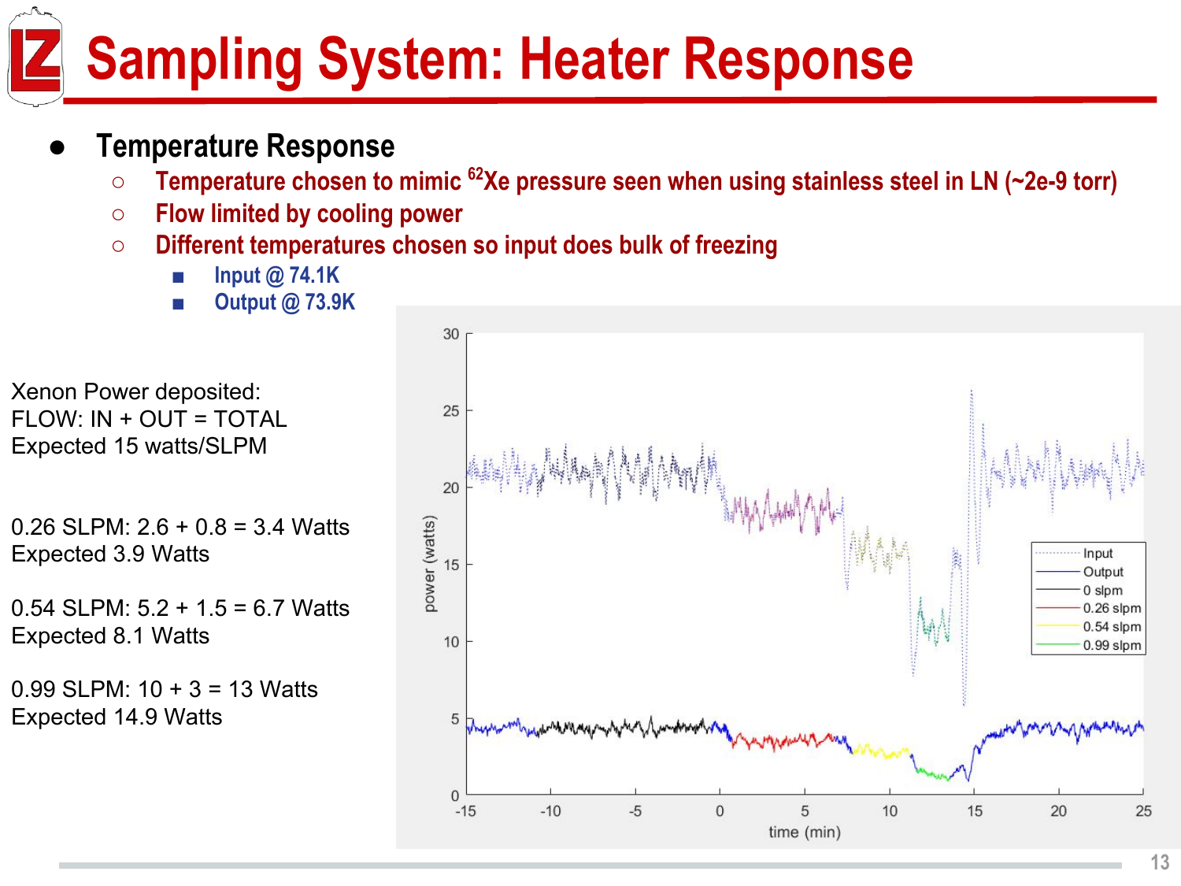# Sampling System: Heater Response

- **Temperature Response**
  - Temperature chosen to mimic $^{62}$Xe pressure seen when using stainless steel in LN (~2e-9 torr)
  - Flow limited by cooling power
  - Different temperatures chosen so input does bulk of freezing
    - Input @ 74.1K
    - Output @ 73.9K

Xenon Power deposited:
FLOW: IN + OUT = TOTAL
Expected 15 watts/SLPM

0.26 SLPM: 2.6 + 0.8 = 3.4 Watts
Expected 3.9 Watts

0.54 SLPM: 5.2 + 1.5 = 6.7 Watts
Expected 8.1 Watts

0.99 SLPM: 10 + 3 = 13 Watts
Expected 14.9 Watts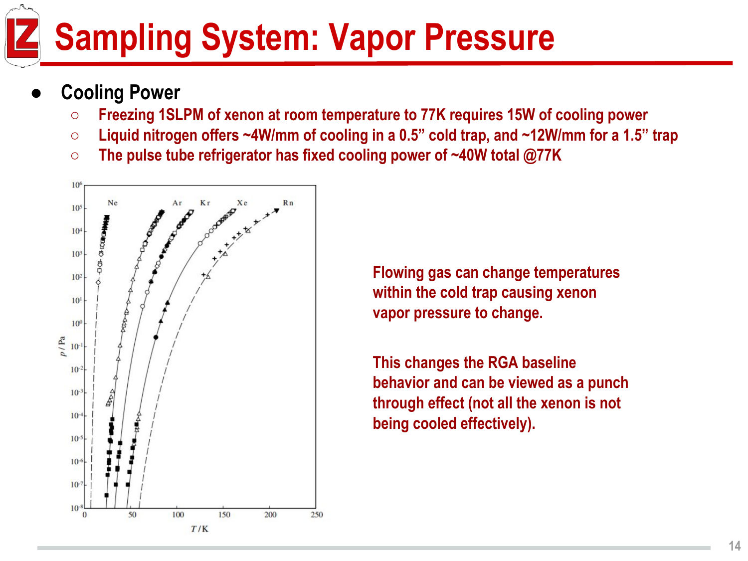# Sampling System: Vapor Pressure

- **Cooling Power**
  - Freezing 1SLPM of xenon at room temperature to 77K requires 15W of cooling power
  - Liquid nitrogen offers ~4W/mm of cooling in a 0.5” cold trap, and ~12W/mm for a 1.5” trap
  - The pulse tube refrigerator has fixed cooling power of ~40W total @77K

Ne
Ar
Kr
Xe
Rn

$p$ / Pa

$10^{6}$
$10^{5}$
$10^{4}$
$10^{3}$
$10^{2}$
$10^{1}$
$10^{0}$
$10^{-1}$
$10^{-2}$
$10^{-3}$
$10^{-4}$
$10^{-5}$
$10^{-6}$
$10^{-7}$
$10^{-8}$

$T$ / K

0
50
100
150
200
250

Flowing gas can change temperatures within the cold trap causing xenon vapor pressure to change.

This changes the RGA baseline behavior and can be viewed as a punch through effect (not all the xenon is not being cooled effectively).